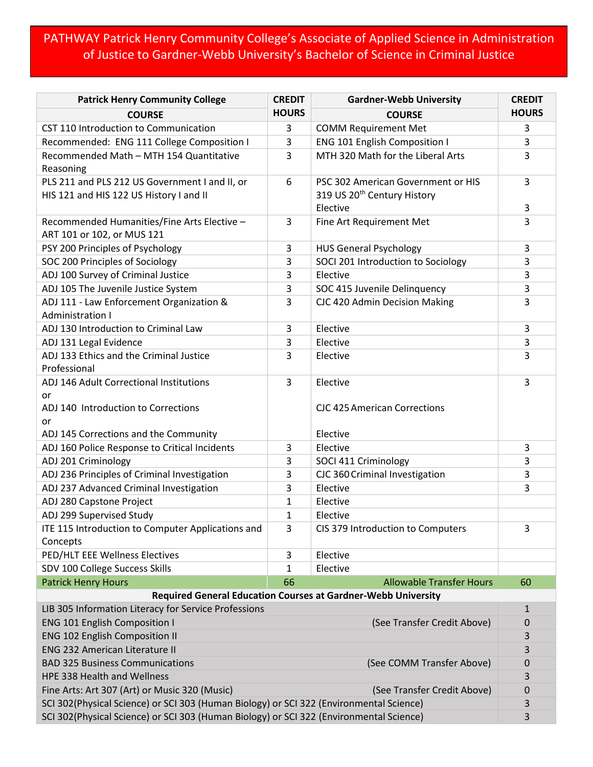# PATHWAY Patrick Henry Community College's Associate of Applied Science in Administration of Justice to Gardner-Webb University's Bachelor of Science in Criminal Justice

| Patrick Henry Community College COURSE | CREDIT HOURS | Gardner-Webb University COURSE | CREDIT HOURS |
|---|---|---|---|
| CST 110 Introduction to Communication | 3 | COMM Requirement Met | 3 |
| Recommended: ENG 111 College Composition I | 3 | ENG 101 English Composition I | 3 |
| Recommended Math – MTH 154 Quantitative Reasoning | 3 | MTH 320 Math for the Liberal Arts | 3 |
| PLS 211 and PLS 212 US Government I and II, or HIS 121 and HIS 122 US History I and II | 6 | PSC 302 American Government or HIS 319 US 20th Century History<br>Elective | 3<br><br>3 |
| Recommended Humanities/Fine Arts Elective – ART 101 or 102, or MUS 121 | 3 | Fine Art Requirement Met | 3 |
| PSY 200 Principles of Psychology | 3 | HUS General Psychology | 3 |
| SOC 200 Principles of Sociology | 3 | SOCI 201 Introduction to Sociology | 3 |
| ADJ 100 Survey of Criminal Justice | 3 | Elective | 3 |
| ADJ 105 The Juvenile Justice System | 3 | SOC 415 Juvenile Delinquency | 3 |
| ADJ 111 - Law Enforcement Organization & Administration I | 3 | CJC 420 Admin Decision Making | 3 |
| ADJ 130 Introduction to Criminal Law | 3 | Elective | 3 |
| ADJ 131 Legal Evidence | 3 | Elective | 3 |
| ADJ 133 Ethics and the Criminal Justice Professional | 3 | Elective | 3 |
| ADJ 146 Adult Correctional Institutions<br>or<br>ADJ 140 Introduction to Corrections<br>or<br>ADJ 145 Corrections and the Community | 3 | Elective<br><br>CJC 425 American Corrections<br><br>Elective | 3 |
| ADJ 160 Police Response to Critical Incidents | 3 | Elective | 3 |
| ADJ 201 Criminology | 3 | SOCI 411 Criminology | 3 |
| ADJ 236 Principles of Criminal Investigation | 3 | CJC 360 Criminal Investigation | 3 |
| ADJ 237 Advanced Criminal Investigation | 3 | Elective | 3 |
| ADJ 280 Capstone Project | 1 | Elective | |
| ADJ 299 Supervised Study | 1 | Elective | |
| ITE 115 Introduction to Computer Applications and Concepts | 3 | CIS 379 Introduction to Computers | 3 |
| PED/HLT EEE Wellness Electives | 3 | Elective | |
| SDV 100 College Success Skills | 1 | Elective | |
| Patrick Henry Hours | 66 | Allowable Transfer Hours | 60 |
| **Required General Education Courses at Gardner-Webb University** | | | |
| LIB 305 Information Literacy for Service Professions | | | 1 |
| ENG 101 English Composition I | | (See Transfer Credit Above) | 0 |
| ENG 102 English Composition II | | | 3 |
| ENG 232 American Literature II | | | 3 |
| BAD 325 Business Communications | | (See COMM Transfer Above) | 0 |
| HPE 338 Health and Wellness | | | 3 |
| Fine Arts: Art 307 (Art) or Music 320 (Music) | | (See Transfer Credit Above) | 0 |
| SCI 302(Physical Science) or SCI 303 (Human Biology) or SCI 322 (Environmental Science) | | | 3 |
| SCI 302(Physical Science) or SCI 303 (Human Biology) or SCI 322 (Environmental Science) | | | 3 |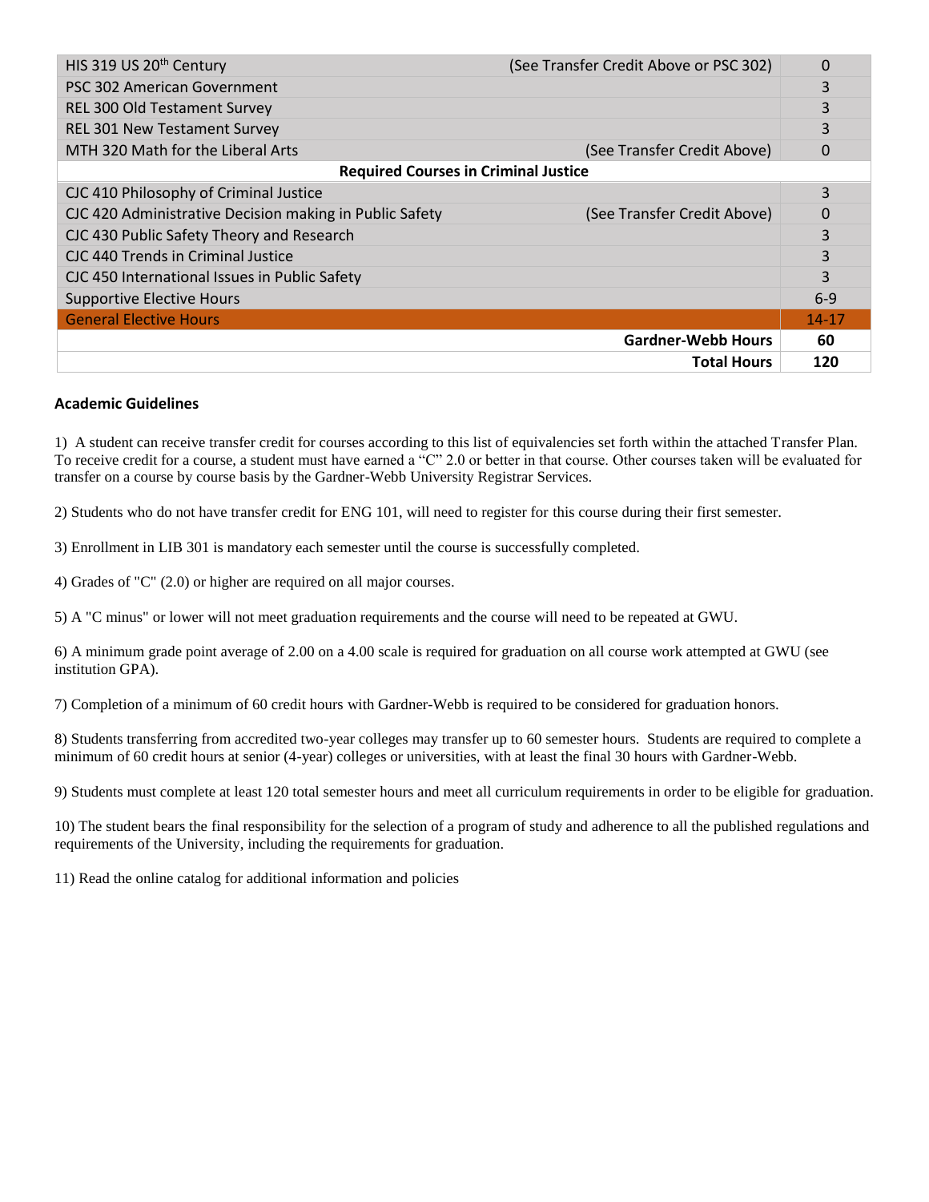| | | |
|---|---|---|
| HIS 319 US 20th Century | (See Transfer Credit Above or PSC 302) | 0 |
| PSC 302 American Government | | 3 |
| REL 300 Old Testament Survey | | 3 |
| REL 301 New Testament Survey | | 3 |
| MTH 320 Math for the Liberal Arts | (See Transfer Credit Above) | 0 |
| **Required Courses in Criminal Justice** | | |
| CJC 410 Philosophy of Criminal Justice | | 3 |
| CJC 420 Administrative Decision making in Public Safety | (See Transfer Credit Above) | 0 |
| CJC 430 Public Safety Theory and Research | | 3 |
| CJC 440 Trends in Criminal Justice | | 3 |
| CJC 450 International Issues in Public Safety | | 3 |
| Supportive Elective Hours | | 6-9 |
| General Elective Hours | | 14-17 |
| | **Gardner-Webb Hours** | **60** |
| | **Total Hours** | **120** |

**Academic Guidelines**

1) A student can receive transfer credit for courses according to this list of equivalencies set forth within the attached Transfer Plan. To receive credit for a course, a student must have earned a "C" 2.0 or better in that course. Other courses taken will be evaluated for transfer on a course by course basis by the Gardner-Webb University Registrar Services.

2) Students who do not have transfer credit for ENG 101, will need to register for this course during their first semester.

3) Enrollment in LIB 301 is mandatory each semester until the course is successfully completed.

4) Grades of "C" (2.0) or higher are required on all major courses.

5) A "C minus" or lower will not meet graduation requirements and the course will need to be repeated at GWU.

6) A minimum grade point average of 2.00 on a 4.00 scale is required for graduation on all course work attempted at GWU (see institution GPA).

7) Completion of a minimum of 60 credit hours with Gardner-Webb is required to be considered for graduation honors.

8) Students transferring from accredited two-year colleges may transfer up to 60 semester hours. Students are required to complete a minimum of 60 credit hours at senior (4-year) colleges or universities, with at least the final 30 hours with Gardner-Webb.

9) Students must complete at least 120 total semester hours and meet all curriculum requirements in order to be eligible for graduation.

10) The student bears the final responsibility for the selection of a program of study and adherence to all the published regulations and requirements of the University, including the requirements for graduation.

11) Read the online catalog for additional information and policies